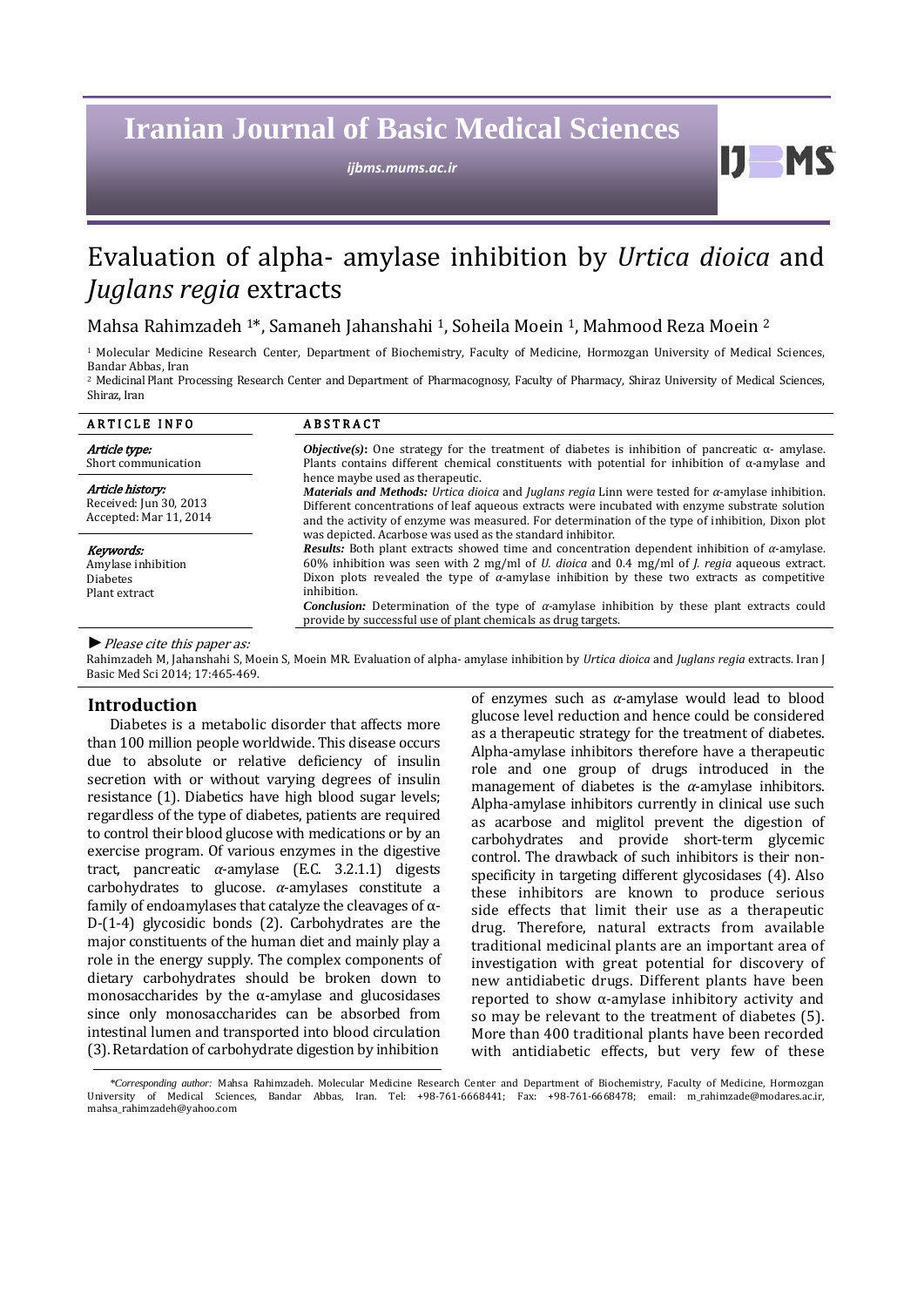# Evaluation of alpha- amylase inhibition by *Urtica dioica* and *Juglans regia* extracts

Mahsa Rahimzadeh [1]*, Samaneh Jahanshahi [1], Soheila Moein [1], Mahmood Reza Moein [2]

[1] Molecular Medicine Research Center, Department of Biochemistry, Faculty of Medicine, Hormozgan University of Medical Sciences, Bandar Abbas, Iran

[2] Medicinal Plant Processing Research Center and Department of Pharmacognosy, Faculty of Pharmacy, Shiraz University of Medical Sciences, Shiraz, Iran

**ARTICLE INFO**

*Article type:*
Short communication

*Article history:*
Received: Jun 30, 2013
Accepted: Mar 11, 2014

*Keywords:*
Amylase inhibition
Diabetes
Plant extract

**ABSTRACT**

***Objective(s):*** One strategy for the treatment of diabetes is inhibition of pancreatic α- amylase. Plants contains different chemical constituents with potential for inhibition of α-amylase and hence maybe used as therapeutic.

***Materials and Methods:*** *Urtica dioica* and *Juglans regia* Linn were tested for *α*-amylase inhibition. Different concentrations of leaf aqueous extracts were incubated with enzyme substrate solution and the activity of enzyme was measured. For determination of the type of inhibition, Dixon plot was depicted. Acarbose was used as the standard inhibitor.

***Results:*** Both plant extracts showed time and concentration dependent inhibition of *α*-amylase. 60% inhibition was seen with 2 mg/ml of *U. dioica* and 0.4 mg/ml of *J. regia* aqueous extract. Dixon plots revealed the type of *α*-amylase inhibition by these two extracts as competitive inhibition.

***Conclusion:*** Determination of the type of *α*-amylase inhibition by these plant extracts could provide by successful use of plant chemicals as drug targets.

► *Please cite this paper as:*

Rahimzadeh M, Jahanshahi S, Moein S, Moein MR. Evaluation of alpha- amylase inhibition by *Urtica dioica* and *Juglans regia* extracts. Iran J Basic Med Sci 2014; 17:465-469.

## Introduction

Diabetes is a metabolic disorder that affects more than 100 million people worldwide. This disease occurs due to absolute or relative deficiency of insulin secretion with or without varying degrees of insulin resistance (1). Diabetics have high blood sugar levels; regardless of the type of diabetes, patients are required to control their blood glucose with medications or by an exercise program. Of various enzymes in the digestive tract, pancreatic *α*-amylase (E.C. 3.2.1.1) digests carbohydrates to glucose. *α*-amylases constitute a family of endoamylases that catalyze the cleavages of α-D-(1-4) glycosidic bonds (2). Carbohydrates are the major constituents of the human diet and mainly play a role in the energy supply. The complex components of dietary carbohydrates should be broken down to monosaccharides by the α-amylase and glucosidases since only monosaccharides can be absorbed from intestinal lumen and transported into blood circulation (3). Retardation of carbohydrate digestion by inhibition of enzymes such as *α*-amylase would lead to blood glucose level reduction and hence could be considered as a therapeutic strategy for the treatment of diabetes. Alpha-amylase inhibitors therefore have a therapeutic role and one group of drugs introduced in the management of diabetes is the *α*-amylase inhibitors. Alpha-amylase inhibitors currently in clinical use such as acarbose and miglitol prevent the digestion of carbohydrates and provide short-term glycemic control. The drawback of such inhibitors is their non-specificity in targeting different glycosidases (4). Also these inhibitors are known to produce serious side effects that limit their use as a therapeutic drug. Therefore, natural extracts from available traditional medicinal plants are an important area of investigation with great potential for discovery of new antidiabetic drugs. Different plants have been reported to show α-amylase inhibitory activity and so may be relevant to the treatment of diabetes (5). More than 400 traditional plants have been recorded with antidiabetic effects, but very few of these

*\*Corresponding author:* Mahsa Rahimzadeh. Molecular Medicine Research Center and Department of Biochemistry, Faculty of Medicine, Hormozgan University of Medical Sciences, Bandar Abbas, Iran. Tel: +98-761-6668441; Fax: +98-761-6668478; email: m_rahimzade@modares.ac.ir, mahsa_rahimzadeh@yahoo.com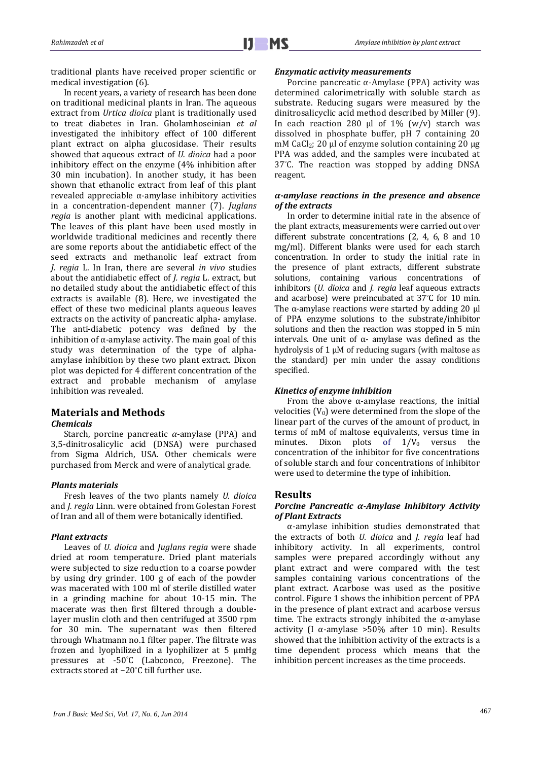traditional plants have received proper scientific or medical investigation (6).

In recent years, a variety of research has been done on traditional medicinal plants in Iran. The aqueous extract from *Urtica dioica* plant is traditionally used to treat diabetes in Iran. Gholamhoseinian *et al* investigated the inhibitory effect of 100 different plant extract on alpha glucosidase. Their results showed that aqueous extract of *U. dioica* had a poor inhibitory effect on the enzyme (4% inhibition after 30 min incubation). In another study, it has been shown that ethanolic extract from leaf of this plant revealed appreciable α-amylase inhibitory activities in a concentration-dependent manner (7). *Juglans regia* is another plant with medicinal applications. The leaves of this plant have been used mostly in worldwide traditional medicines and recently there are some reports about the antidiabetic effect of the seed extracts and methanolic leaf extract from *J. regia* L. In Iran, there are several *in vivo* studies about the antidiabetic effect of *J. regia* L. extract, but no detailed study about the antidiabetic effect of this extracts is available (8). Here, we investigated the effect of these two medicinal plants aqueous leaves extracts on the activity of pancreatic alpha- amylase. The anti-diabetic potency was defined by the inhibition of α-amylase activity. The main goal of this study was determination of the type of alpha-amylase inhibition by these two plant extract. Dixon plot was depicted for 4 different concentration of the extract and probable mechanism of amylase inhibition was revealed.

## Materials and Methods

### *Chemicals*

Starch, porcine pancreatic *α*-amylase (PPA) and 3,5-dinitrosalicylic acid (DNSA) were purchased from Sigma Aldrich, USA. Other chemicals were purchased from Merck and were of analytical grade.

### *Plants materials*

Fresh leaves of the two plants namely *U. dioica* and *J. regia* Linn. were obtained from Golestan Forest of Iran and all of them were botanically identified.

### *Plant extracts*

Leaves of *U. dioica* and *Juglans regia* were shade dried at room temperature. Dried plant materials were subjected to size reduction to a coarse powder by using dry grinder. 100 g of each of the powder was macerated with 100 ml of sterile distilled water in a grinding machine for about 10-15 min. The macerate was then first filtered through a double-layer muslin cloth and then centrifuged at 3500 rpm for 30 min. The supernatant was then filtered through Whatmann no.1 filter paper. The filtrate was frozen and lyophilized in a lyophilizer at 5 μmHg pressures at -50°C (Labconco, Freezone). The extracts stored at −20°C till further use.

### *Enzymatic activity measurements*

Porcine pancreatic α-Amylase (PPA) activity was determined calorimetrically with soluble starch as substrate. Reducing sugars were measured by the dinitrosalicyclic acid method described by Miller (9). In each reaction 280 µl of 1% (w/v) starch was dissolved in phosphate buffer, pH 7 containing 20 mM $CaCl_2$; 20 µl of enzyme solution containing 20 µg PPA was added, and the samples were incubated at 37°C. The reaction was stopped by adding DNSA reagent.

### *α-amylase reactions in the presence and absence of the extracts*

In order to determine initial rate in the absence of the plant extracts, measurements were carried out over different substrate concentrations (2, 4, 6, 8 and 10 mg/ml). Different blanks were used for each starch concentration. In order to study the initial rate in the presence of plant extracts, different substrate solutions, containing various concentrations of inhibitors (*U. dioica* and *J. regia* leaf aqueous extracts and acarbose) were preincubated at 37°C for 10 min. The α-amylase reactions were started by adding 20 µl of PPA enzyme solutions to the substrate/inhibitor solutions and then the reaction was stopped in 5 min intervals. One unit of α- amylase was defined as the hydrolysis of 1 µM of reducing sugars (with maltose as the standard) per min under the assay conditions specified.

### *Kinetics of enzyme inhibition*

From the above α-amylase reactions, the initial velocities ($V_0$) were determined from the slope of the linear part of the curves of the amount of product, in terms of mM of maltose equivalents, versus time in minutes. Dixon plots of $1/V_0$ versus the concentration of the inhibitor for five concentrations of soluble starch and four concentrations of inhibitor were used to determine the type of inhibition.

## Results

### *Porcine Pancreatic α-Amylase Inhibitory Activity of Plant Extracts*

α-amylase inhibition studies demonstrated that the extracts of both *U. dioica* and *J. regia* leaf had inhibitory activity. In all experiments, control samples were prepared accordingly without any plant extract and were compared with the test samples containing various concentrations of the plant extract. Acarbose was used as the positive control. Figure 1 shows the inhibition percent of PPA in the presence of plant extract and acarbose versus time. The extracts strongly inhibited the α-amylase activity (I α-amylase >50% after 10 min). Results showed that the inhibition activity of the extracts is a time dependent process which means that the inhibition percent increases as the time proceeds.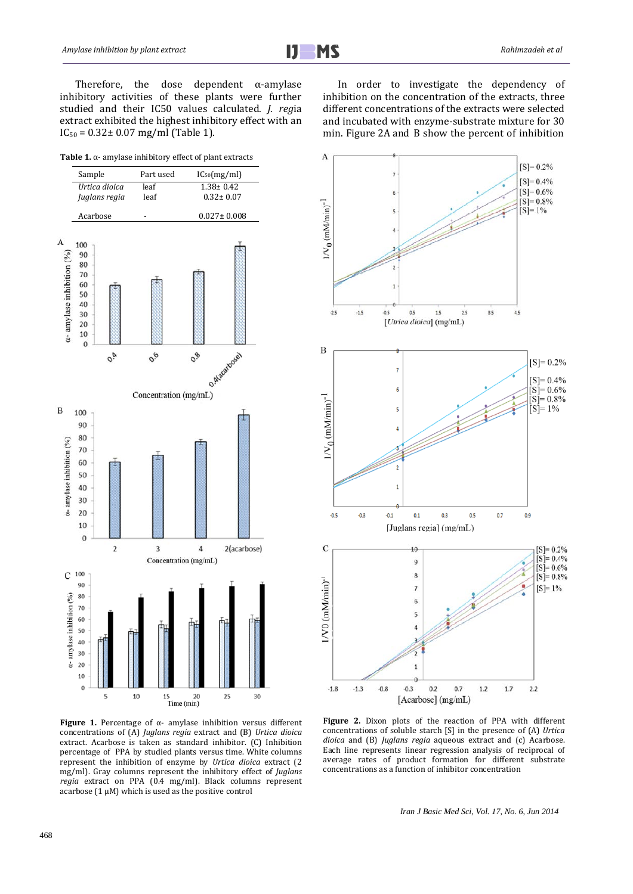Therefore, the dose dependent α-amylase inhibitory activities of these plants were further studied and their IC50 values calculated. *J. regia* extract exhibited the highest inhibitory effect with an $IC_{50}$ = 0.32± 0.07 mg/ml (Table 1).

**Table 1.** α- amylase inhibitory effect of plant extracts

| Sample | Part used | $IC_{50}$(mg/ml) |
|---|---|---|
| *Urtica dioica* | leaf | 1.38± 0.42 |
| *Juglans regia* | leaf | 0.32± 0.07 |
| Acarbose | - | 0.027± 0.008 |

**Figure 1.** Percentage of α- amylase inhibition versus different concentrations of (A) *Juglans regia* extract and (B) *Urtica dioica* extract. Acarbose is taken as standard inhibitor. (C) Inhibition percentage of PPA by studied plants versus time. White columns represent the inhibition of enzyme by *Urtica dioica* extract (2 mg/ml). Gray columns represent the inhibitory effect of *Juglans regia* extract on PPA (0.4 mg/ml). Black columns represent acarbose (1 μM) which is used as the positive control

In order to investigate the dependency of inhibition on the concentration of the extracts, three different concentrations of the extracts were selected and incubated with enzyme-substrate mixture for 30 min. Figure 2A and B show the percent of inhibition

**Figure 2.** Dixon plots of the reaction of PPA with different concentrations of soluble starch [S] in the presence of (A) *Urtica dioica* and (B) *Juglans regia* aqueous extract and (c) Acarbose. Each line represents linear regression analysis of reciprocal of average rates of product formation for different substrate concentrations as a function of inhibitor concentration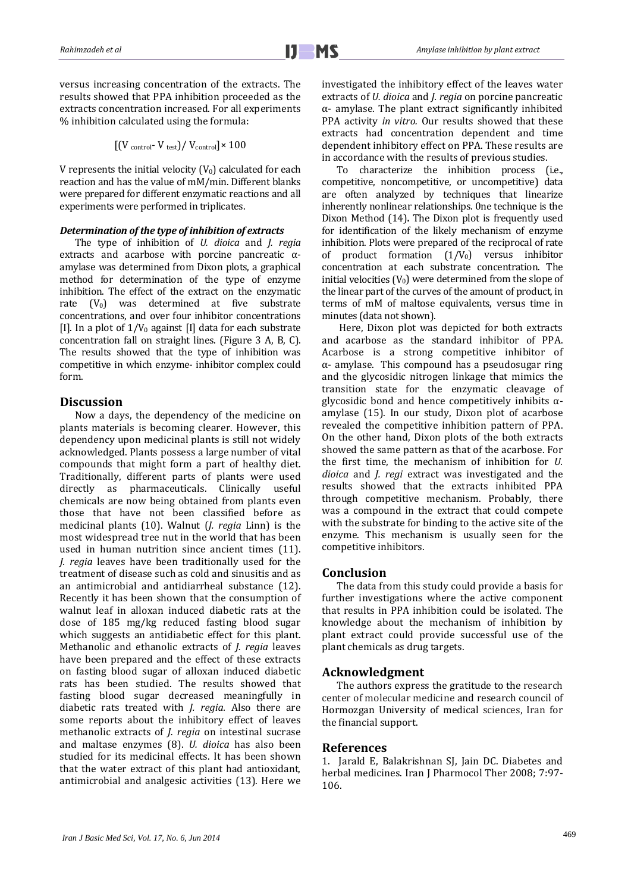versus increasing concentration of the extracts. The results showed that PPA inhibition proceeded as the extracts concentration increased. For all experiments % inhibition calculated using the formula:

$$[(V_{control} - V_{test}) / V_{control}] \times 100$$

V represents the initial velocity ($V_0$) calculated for each reaction and has the value of mM/min. Different blanks were prepared for different enzymatic reactions and all experiments were performed in triplicates.

### *Determination of the type of inhibition of extracts*

The type of inhibition of *U. dioica* and *J. regia* extracts and acarbose with porcine pancreatic α-amylase was determined from Dixon plots, a graphical method for determination of the type of enzyme inhibition. The effect of the extract on the enzymatic rate ($V_0$) was determined at five substrate concentrations, and over four inhibitor concentrations [I]. In a plot of $1/V_0$ against [I] data for each substrate concentration fall on straight lines. (Figure 3 A, B, C). The results showed that the type of inhibition was competitive in which enzyme- inhibitor complex could form.

## Discussion

Now a days, the dependency of the medicine on plants materials is becoming clearer. However, this dependency upon medicinal plants is still not widely acknowledged. Plants possess a large number of vital compounds that might form a part of healthy diet. Traditionally, different parts of plants were used directly as pharmaceuticals. Clinically useful chemicals are now being obtained from plants even those that have not been classified before as medicinal plants (10). Walnut (*J. regia* Linn) is the most widespread tree nut in the world that has been used in human nutrition since ancient times (11). *J. regia* leaves have been traditionally used for the treatment of disease such as cold and sinusitis and as an antimicrobial and antidiarrheal substance (12). Recently it has been shown that the consumption of walnut leaf in alloxan induced diabetic rats at the dose of 185 mg/kg reduced fasting blood sugar which suggests an antidiabetic effect for this plant. Methanolic and ethanolic extracts of *J. regia* leaves have been prepared and the effect of these extracts on fasting blood sugar of alloxan induced diabetic rats has been studied. The results showed that fasting blood sugar decreased meaningfully in diabetic rats treated with *J. regia*. Also there are some reports about the inhibitory effect of leaves methanolic extracts of *J. regia* on intestinal sucrase and maltase enzymes (8). *U. dioica* has also been studied for its medicinal effects. It has been shown that the water extract of this plant had antioxidant, antimicrobial and analgesic activities (13). Here we investigated the inhibitory effect of the leaves water extracts of *U. dioica* and *J. regia* on porcine pancreatic α- amylase. The plant extract significantly inhibited PPA activity *in vitro*. Our results showed that these extracts had concentration dependent and time dependent inhibitory effect on PPA. These results are in accordance with the results of previous studies.

To characterize the inhibition process (i.e., competitive, noncompetitive, or uncompetitive) data are often analyzed by techniques that linearize inherently nonlinear relationships. 0ne technique is the Dixon Method (14)**.** The Dixon plot is frequently used for identification of the likely mechanism of enzyme inhibition. Plots were prepared of the reciprocal of rate of product formation ($1/V_0$) versus inhibitor concentration at each substrate concentration. The initial velocities ($V_0$) were determined from the slope of the linear part of the curves of the amount of product, in terms of mM of maltose equivalents, versus time in minutes (data not shown).

Here, Dixon plot was depicted for both extracts and acarbose as the standard inhibitor of PPA. Acarbose is a strong competitive inhibitor of α- amylase. This compound has a pseudosugar ring and the glycosidic nitrogen linkage that mimics the transition state for the enzymatic cleavage of glycosidic bond and hence competitively inhibits α-amylase (15). In our study, Dixon plot of acarbose revealed the competitive inhibition pattern of PPA. On the other hand, Dixon plots of the both extracts showed the same pattern as that of the acarbose. For the first time, the mechanism of inhibition for *U. dioica* and *J. regi* extract was investigated and the results showed that the extracts inhibited PPA through competitive mechanism. Probably, there was a compound in the extract that could compete with the substrate for binding to the active site of the enzyme. This mechanism is usually seen for the competitive inhibitors.

## Conclusion

The data from this study could provide a basis for further investigations where the active component that results in PPA inhibition could be isolated. The knowledge about the mechanism of inhibition by plant extract could provide successful use of the plant chemicals as drug targets.

## Acknowledgment

The authors express the gratitude to the research center of molecular medicine and research council of Hormozgan University of medical sciences, Iran for the financial support.

## References

1. Jarald E, Balakrishnan SJ, Jain DC. Diabetes and herbal medicines. Iran J Pharmocol Ther 2008; 7:97-106.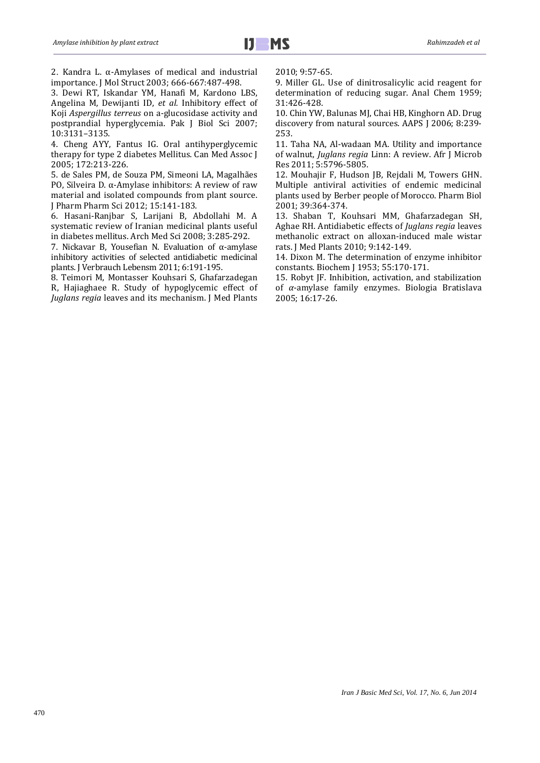2. Kandra L. α-Amylases of medical and industrial importance. J Mol Struct 2003; 666-667:487-498.

3. Dewi RT, Iskandar YM, Hanafi M, Kardono LBS, Angelina M, Dewijanti ID, *et al.* Inhibitory effect of Koji *Aspergillus terreus* on a-glucosidase activity and postprandial hyperglycemia. Pak J Biol Sci 2007; 10:3131–3135.

4. Cheng AYY, Fantus IG. Oral antihyperglycemic therapy for type 2 diabetes Mellitus. Can Med Assoc J 2005; 172:213-226.

5. de Sales PM, de Souza PM, Simeoni LA, Magalhães PO, Silveira D. α-Amylase inhibitors: A review of raw material and isolated compounds from plant source. J Pharm Pharm Sci 2012; 15:141-183.

6. Hasani-Ranjbar S, Larijani B, Abdollahi M. A systematic review of Iranian medicinal plants useful in diabetes mellitus. Arch Med Sci 2008; 3:285-292.

7. Nickavar B, Yousefian N. Evaluation of α-amylase inhibitory activities of selected antidiabetic medicinal plants. J Verbrauch Lebensm 2011; 6:191-195.

8. Teimori M, Montasser Kouhsari S, Ghafarzadegan R, Hajiaghaee R. Study of hypoglycemic effect of *Juglans regia* leaves and its mechanism. J Med Plants 2010; 9:57-65.

9. Miller GL. Use of dinitrosalicylic acid reagent for determination of reducing sugar. Anal Chem 1959; 31:426-428.

10. Chin YW, Balunas MJ, Chai HB, Kinghorn AD. Drug discovery from natural sources. AAPS J 2006; 8:239-253.

11. Taha NA, Al-wadaan MA. Utility and importance of walnut, *Juglans regia* Linn: A review. Afr J Microb Res 2011; 5:5796-5805.

12. Mouhajir F, Hudson JB, Rejdali M, Towers GHN. Multiple antiviral activities of endemic medicinal plants used by Berber people of Morocco. Pharm Biol 2001; 39:364-374.

13. Shaban T, Kouhsari MM, Ghafarzadegan SH, Aghae RH. Antidiabetic effects of *Juglans regia* leaves methanolic extract on alloxan-induced male wistar rats. J Med Plants 2010; 9:142-149.

14. Dixon M. The determination of enzyme inhibitor constants. Biochem J 1953; 55:170-171.

15. Robyt JF. Inhibition, activation, and stabilization of *α*-amylase family enzymes. Biologia Bratislava 2005; 16:17-26.